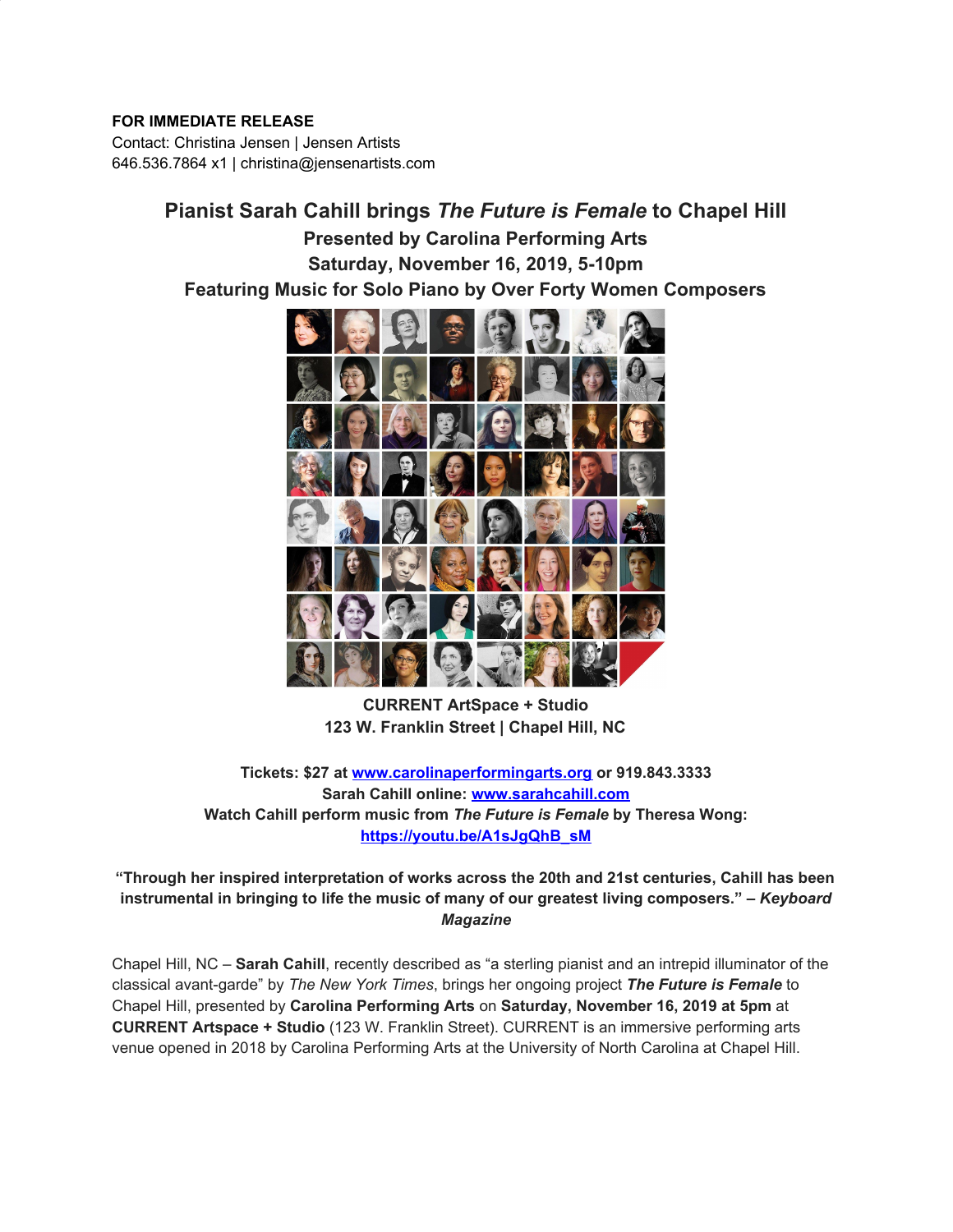**FOR IMMEDIATE RELEASE**
Contact: Christina Jensen | Jensen Artists
646.536.7864 x1 | christina@jensenartists.com

# Pianist Sarah Cahill brings *The Future is Female* to Chapel Hill

### Presented by Carolina Performing Arts
### Saturday, November 16, 2019, 5-10pm
### Featuring Music for Solo Piano by Over Forty Women Composers

**CURRENT ArtSpace + Studio**
**123 W. Franklin Street | Chapel Hill, NC**

**Tickets: $27 at [www.carolinaperformingarts.org](www.carolinaperformingarts.org) or 919.843.3333**
**Sarah Cahill online: [www.sarahcahill.com](www.sarahcahill.com)**
**Watch Cahill perform music from *The Future is Female* by Theresa Wong:**
**[https://youtu.be/A1sJgQhB_sM](https://youtu.be/A1sJgQhB_sM)**

**"Through her inspired interpretation of works across the 20th and 21st centuries, Cahill has been instrumental in bringing to life the music of many of our greatest living composers." – *Keyboard Magazine***

Chapel Hill, NC – **Sarah Cahill**, recently described as "a sterling pianist and an intrepid illuminator of the classical avant-garde" by *The New York Times*, brings her ongoing project ***The Future is Female*** to Chapel Hill, presented by **Carolina Performing Arts** on **Saturday, November 16, 2019 at 5pm** at **CURRENT Artspace + Studio** (123 W. Franklin Street). CURRENT is an immersive performing arts venue opened in 2018 by Carolina Performing Arts at the University of North Carolina at Chapel Hill.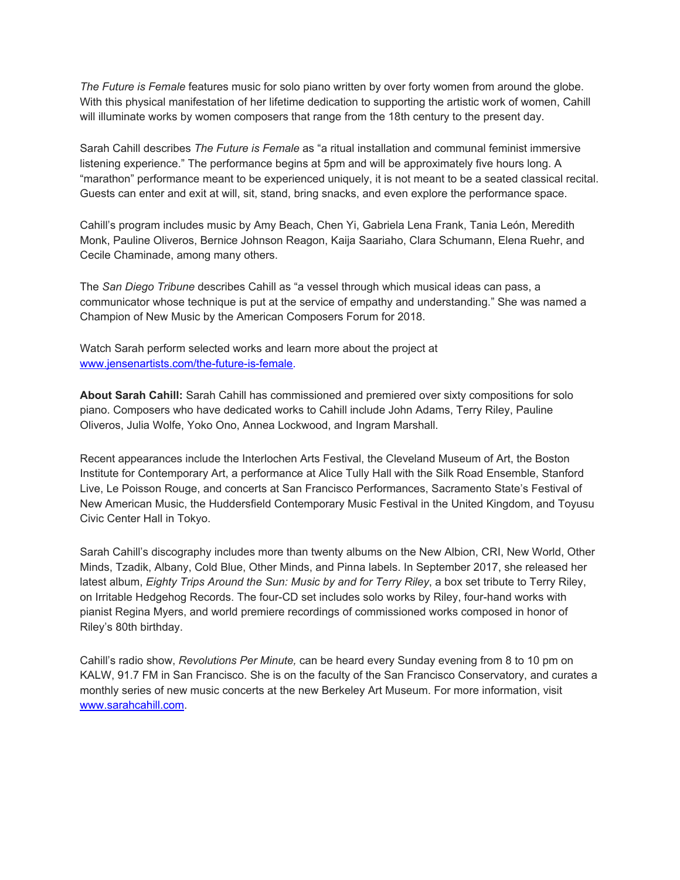*The Future is Female* features music for solo piano written by over forty women from around the globe. With this physical manifestation of her lifetime dedication to supporting the artistic work of women, Cahill will illuminate works by women composers that range from the 18th century to the present day.

Sarah Cahill describes *The Future is Female* as "a ritual installation and communal feminist immersive listening experience." The performance begins at 5pm and will be approximately five hours long. A "marathon" performance meant to be experienced uniquely, it is not meant to be a seated classical recital. Guests can enter and exit at will, sit, stand, bring snacks, and even explore the performance space.

Cahill's program includes music by Amy Beach, Chen Yi, Gabriela Lena Frank, Tania León, Meredith Monk, Pauline Oliveros, Bernice Johnson Reagon, Kaija Saariaho, Clara Schumann, Elena Ruehr, and Cecile Chaminade, among many others.

The *San Diego Tribune* describes Cahill as "a vessel through which musical ideas can pass, a communicator whose technique is put at the service of empathy and understanding." She was named a Champion of New Music by the American Composers Forum for 2018.

Watch Sarah perform selected works and learn more about the project at [www.jensenartists.com/the-future-is-female](www.jensenartists.com/the-future-is-female).

**About Sarah Cahill:** Sarah Cahill has commissioned and premiered over sixty compositions for solo piano. Composers who have dedicated works to Cahill include John Adams, Terry Riley, Pauline Oliveros, Julia Wolfe, Yoko Ono, Annea Lockwood, and Ingram Marshall.

Recent appearances include the Interlochen Arts Festival, the Cleveland Museum of Art, the Boston Institute for Contemporary Art, a performance at Alice Tully Hall with the Silk Road Ensemble, Stanford Live, Le Poisson Rouge, and concerts at San Francisco Performances, Sacramento State's Festival of New American Music, the Huddersfield Contemporary Music Festival in the United Kingdom, and Toyusu Civic Center Hall in Tokyo.

Sarah Cahill's discography includes more than twenty albums on the New Albion, CRI, New World, Other Minds, Tzadik, Albany, Cold Blue, Other Minds, and Pinna labels. In September 2017, she released her latest album, *Eighty Trips Around the Sun: Music by and for Terry Riley*, a box set tribute to Terry Riley, on Irritable Hedgehog Records. The four-CD set includes solo works by Riley, four-hand works with pianist Regina Myers, and world premiere recordings of commissioned works composed in honor of Riley's 80th birthday.

Cahill's radio show, *Revolutions Per Minute,* can be heard every Sunday evening from 8 to 10 pm on KALW, 91.7 FM in San Francisco. She is on the faculty of the San Francisco Conservatory, and curates a monthly series of new music concerts at the new Berkeley Art Museum. For more information, visit [www.sarahcahill.com](www.sarahcahill.com).